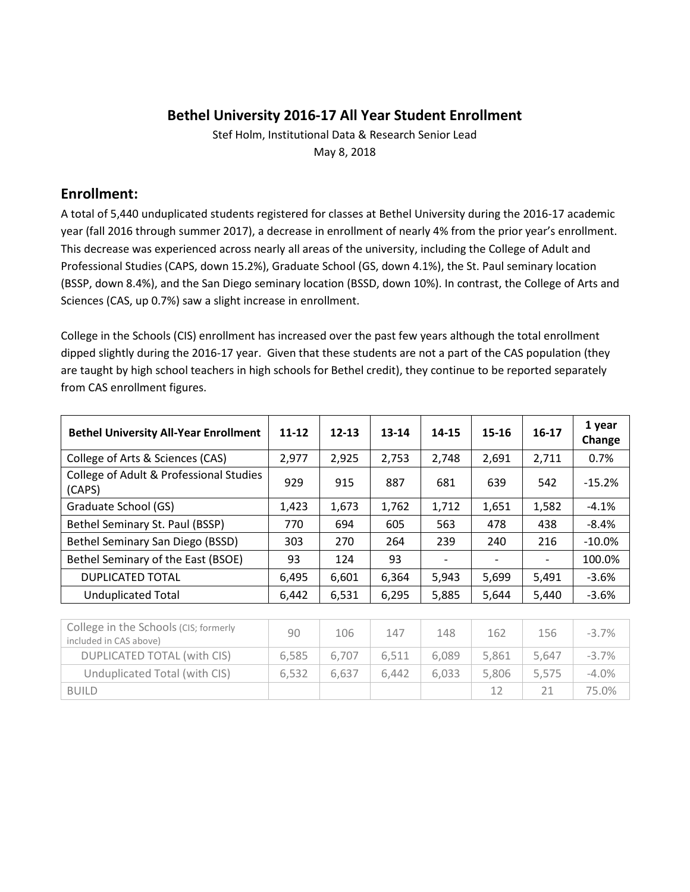# Bethel University 2016-17 All Year Student Enrollment

Stef Holm, Institutional Data & Research Senior Lead
May 8, 2018

## Enrollment:

A total of 5,440 unduplicated students registered for classes at Bethel University during the 2016-17 academic year (fall 2016 through summer 2017), a decrease in enrollment of nearly 4% from the prior year's enrollment. This decrease was experienced across nearly all areas of the university, including the College of Adult and Professional Studies (CAPS, down 15.2%), Graduate School (GS, down 4.1%), the St. Paul seminary location (BSSP, down 8.4%), and the San Diego seminary location (BSSD, down 10%). In contrast, the College of Arts and Sciences (CAS, up 0.7%) saw a slight increase in enrollment.

College in the Schools (CIS) enrollment has increased over the past few years although the total enrollment dipped slightly during the 2016-17 year. Given that these students are not a part of the CAS population (they are taught by high school teachers in high schools for Bethel credit), they continue to be reported separately from CAS enrollment figures.

| Bethel University All-Year Enrollment | 11-12 | 12-13 | 13-14 | 14-15 | 15-16 | 16-17 | 1 year Change |
|---|---|---|---|---|---|---|---|
| College of Arts & Sciences (CAS) | 2,977 | 2,925 | 2,753 | 2,748 | 2,691 | 2,711 | 0.7% |
| College of Adult & Professional Studies (CAPS) | 929 | 915 | 887 | 681 | 639 | 542 | -15.2% |
| Graduate School (GS) | 1,423 | 1,673 | 1,762 | 1,712 | 1,651 | 1,582 | -4.1% |
| Bethel Seminary St. Paul (BSSP) | 770 | 694 | 605 | 563 | 478 | 438 | -8.4% |
| Bethel Seminary San Diego (BSSD) | 303 | 270 | 264 | 239 | 240 | 216 | -10.0% |
| Bethel Seminary of the East (BSOE) | 93 | 124 | 93 | - | - | - | 100.0% |
| DUPLICATED TOTAL | 6,495 | 6,601 | 6,364 | 5,943 | 5,699 | 5,491 | -3.6% |
| Unduplicated Total | 6,442 | 6,531 | 6,295 | 5,885 | 5,644 | 5,440 | -3.6% |
| College in the Schools (CIS; formerly included in CAS above) | 90 | 106 | 147 | 148 | 162 | 156 | -3.7% |
| DUPLICATED TOTAL (with CIS) | 6,585 | 6,707 | 6,511 | 6,089 | 5,861 | 5,647 | -3.7% |
| Unduplicated Total (with CIS) | 6,532 | 6,637 | 6,442 | 6,033 | 5,806 | 5,575 | -4.0% |
| BUILD | | | | | 12 | 21 | 75.0% |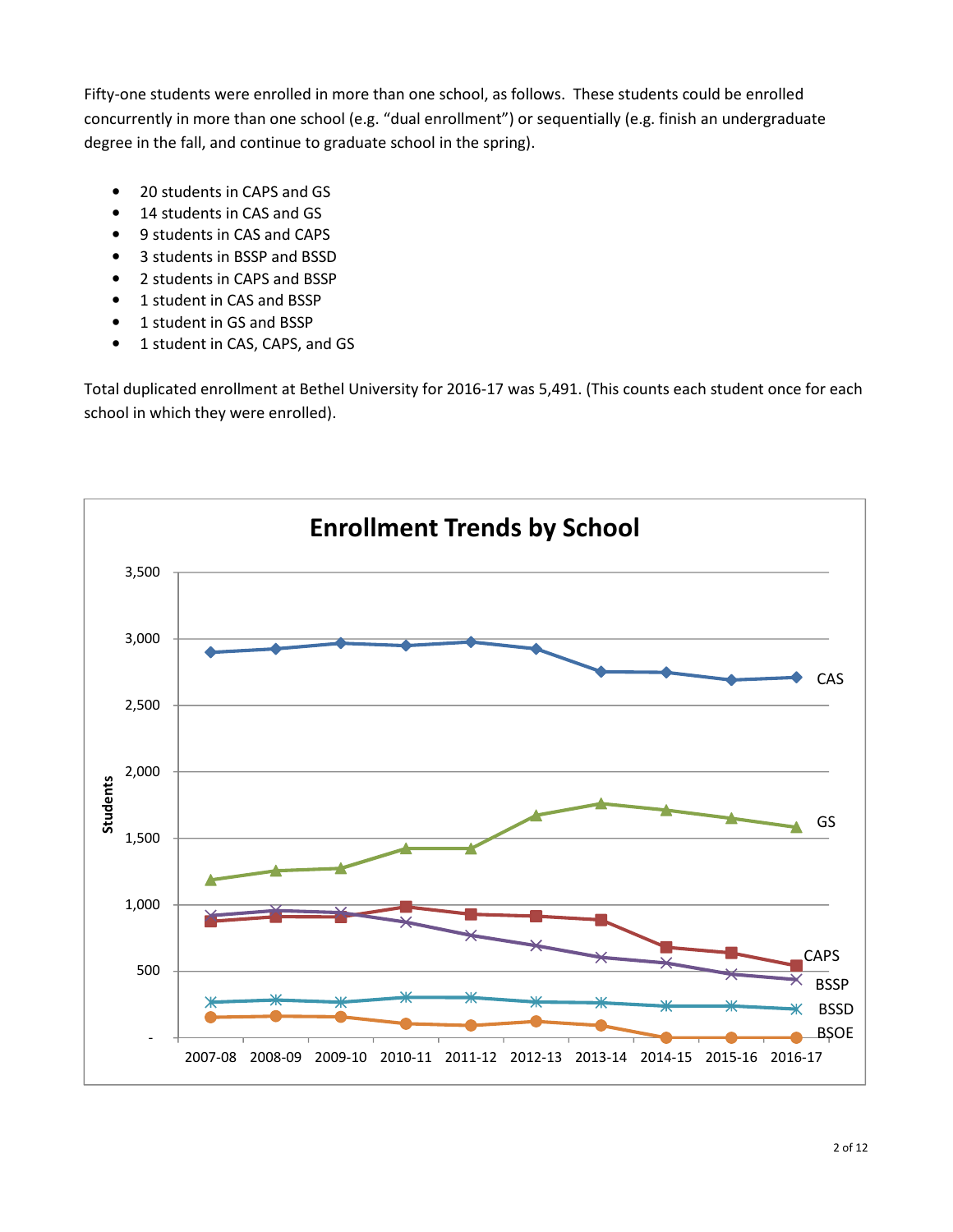Fifty-one students were enrolled in more than one school, as follows. These students could be enrolled concurrently in more than one school (e.g. "dual enrollment") or sequentially (e.g. finish an undergraduate degree in the fall, and continue to graduate school in the spring).

- 20 students in CAPS and GS
- 14 students in CAS and GS
- 9 students in CAS and CAPS
- 3 students in BSSP and BSSD
- 2 students in CAPS and BSSP
- 1 student in CAS and BSSP
- 1 student in GS and BSSP
- 1 student in CAS, CAPS, and GS

Total duplicated enrollment at Bethel University for 2016-17 was 5,491. (This counts each student once for each school in which they were enrolled).

Enrollment Trends by School

Students

3,500
3,000
2,500
2,000
1,500
1,000
500
-

2007-08 2008-09 2009-10 2010-11 2011-12 2012-13 2013-14 2014-15 2015-16 2016-17

CAS
GS
CAPS
BSSP
BSSD
BSOE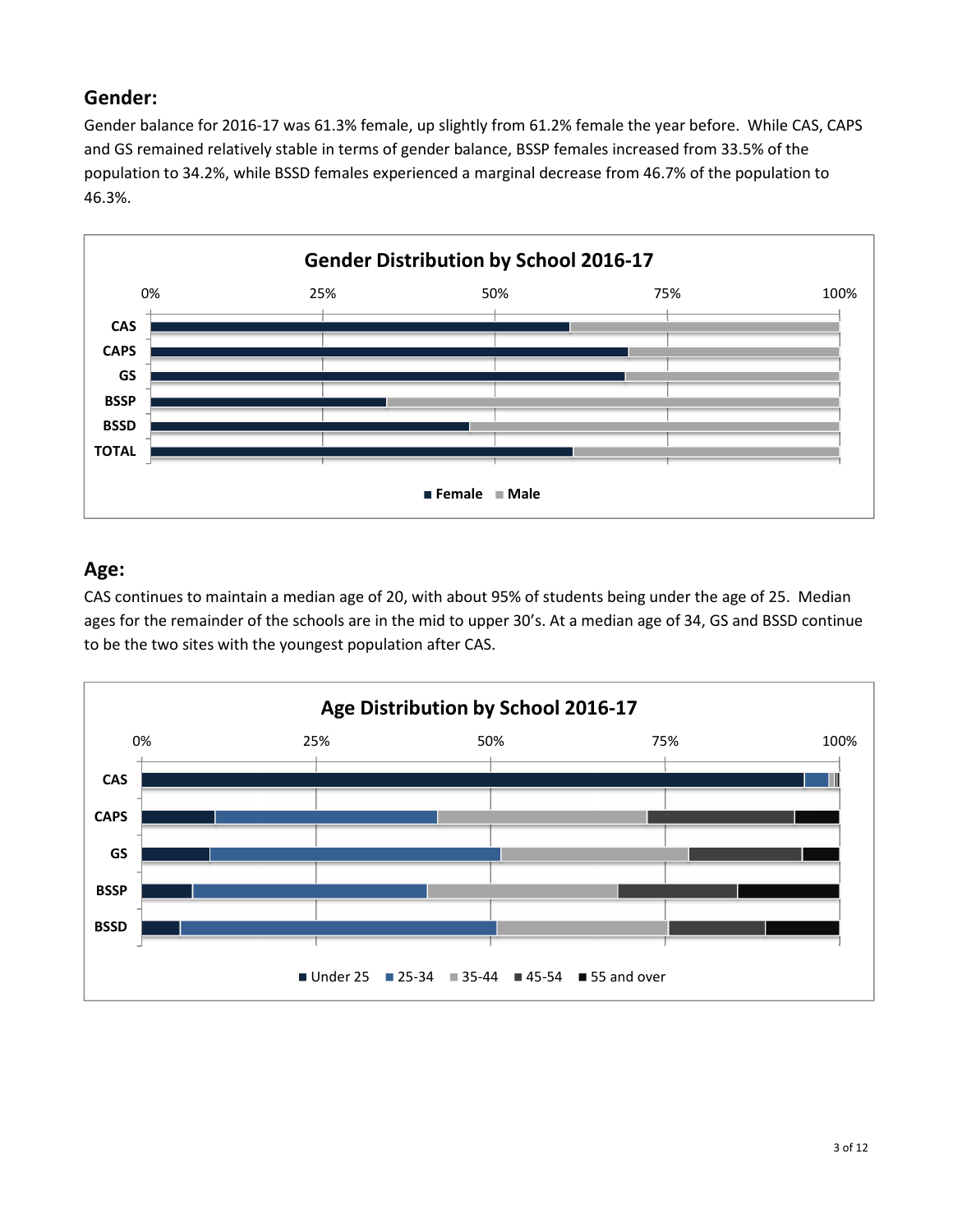## Gender:

Gender balance for 2016-17 was 61.3% female, up slightly from 61.2% female the year before. While CAS, CAPS and GS remained relatively stable in terms of gender balance, BSSP females increased from 33.5% of the population to 34.2%, while BSSD females experienced a marginal decrease from 46.7% of the population to 46.3%.

Gender Distribution by School 2016-17

0% 25% 50% 75% 100%

CAS
CAPS
GS
BSSP
BSSD
TOTAL

Female Male

## Age:

CAS continues to maintain a median age of 20, with about 95% of students being under the age of 25. Median ages for the remainder of the schools are in the mid to upper 30's. At a median age of 34, GS and BSSD continue to be the two sites with the youngest population after CAS.

Age Distribution by School 2016-17

0% 25% 50% 75% 100%

CAS
CAPS
GS
BSSP
BSSD

Under 25 25-34 35-44 45-54 55 and over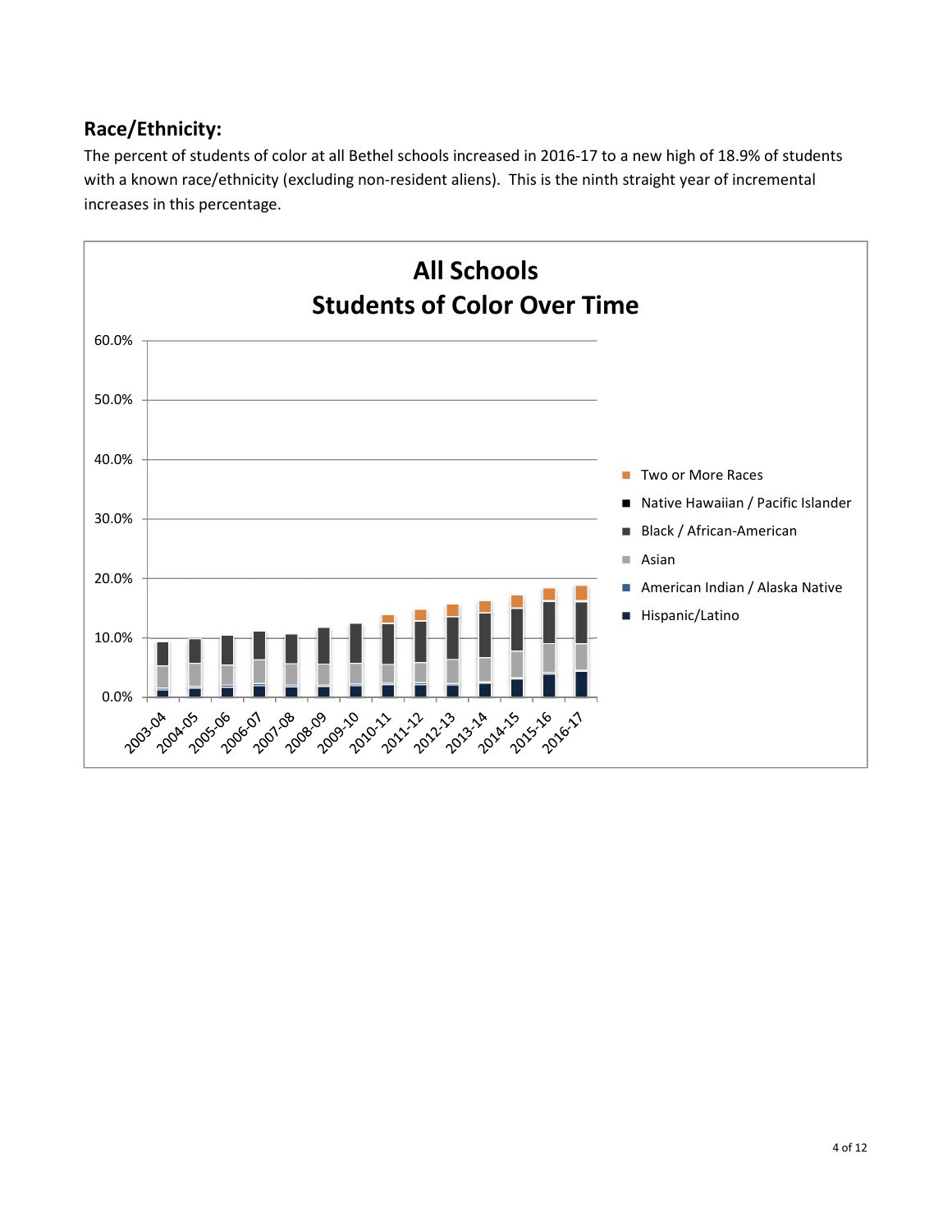## Race/Ethnicity:

The percent of students of color at all Bethel schools increased in 2016-17 to a new high of 18.9% of students with a known race/ethnicity (excluding non-resident aliens). This is the ninth straight year of incremental increases in this percentage.

All Schools
Students of Color Over Time

60.0%
50.0%
40.0%
30.0%
20.0%
10.0%
0.0%

2003-04
2004-05
2005-06
2006-07
2007-08
2008-09
2009-10
2010-11
2011-12
2012-13
2013-14
2014-15
2015-16
2016-17

Two or More Races
Native Hawaiian / Pacific Islander
Black / African-American
Asian
American Indian / Alaska Native
Hispanic/Latino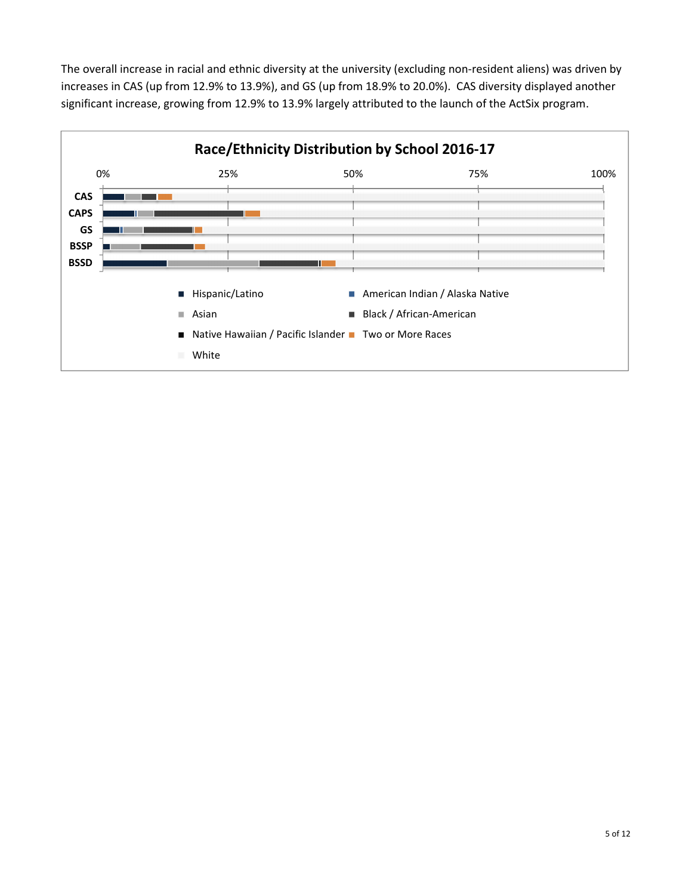The overall increase in racial and ethnic diversity at the university (excluding non-resident aliens) was driven by increases in CAS (up from 12.9% to 13.9%), and GS (up from 18.9% to 20.0%). CAS diversity displayed another significant increase, growing from 12.9% to 13.9% largely attributed to the launch of the ActSix program.

**Race/Ethnicity Distribution by School 2016-17**

0% 25% 50% 75% 100%

CAS
CAPS
GS
BSSP
BSSD

- Hispanic/Latino
- American Indian / Alaska Native
- Asian
- Black / African-American
- Native Hawaiian / Pacific Islander
- Two or More Races
- White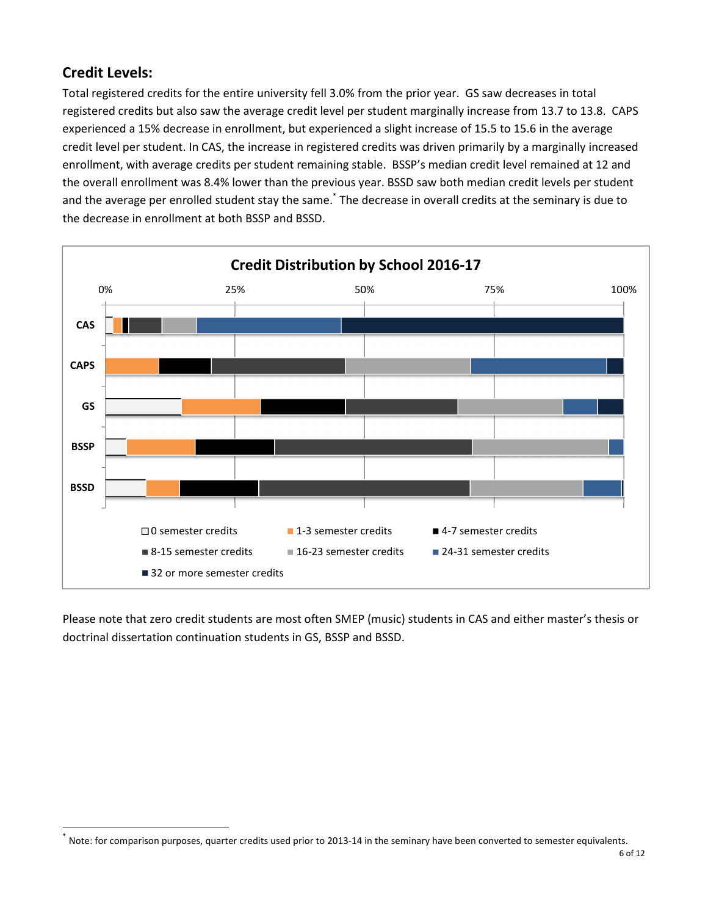## Credit Levels:

Total registered credits for the entire university fell 3.0% from the prior year. GS saw decreases in total registered credits but also saw the average credit level per student marginally increase from 13.7 to 13.8. CAPS experienced a 15% decrease in enrollment, but experienced a slight increase of 15.5 to 15.6 in the average credit level per student. In CAS, the increase in registered credits was driven primarily by a marginally increased enrollment, with average credits per student remaining stable. BSSP's median credit level remained at 12 and the overall enrollment was 8.4% lower than the previous year. BSSD saw both median credit levels per student and the average per enrolled student stay the same.* The decrease in overall credits at the seminary is due to the decrease in enrollment at both BSSP and BSSD.

Credit Distribution by School 2016-17

0%
25%
50%
75%
100%

CAS
CAPS
GS
BSSP
BSSD

0 semester credits
1-3 semester credits
4-7 semester credits
8-15 semester credits
16-23 semester credits
24-31 semester credits
32 or more semester credits

Please note that zero credit students are most often SMEP (music) students in CAS and either master's thesis or doctrinal dissertation continuation students in GS, BSSP and BSSD.

* Note: for comparison purposes, quarter credits used prior to 2013-14 in the seminary have been converted to semester equivalents.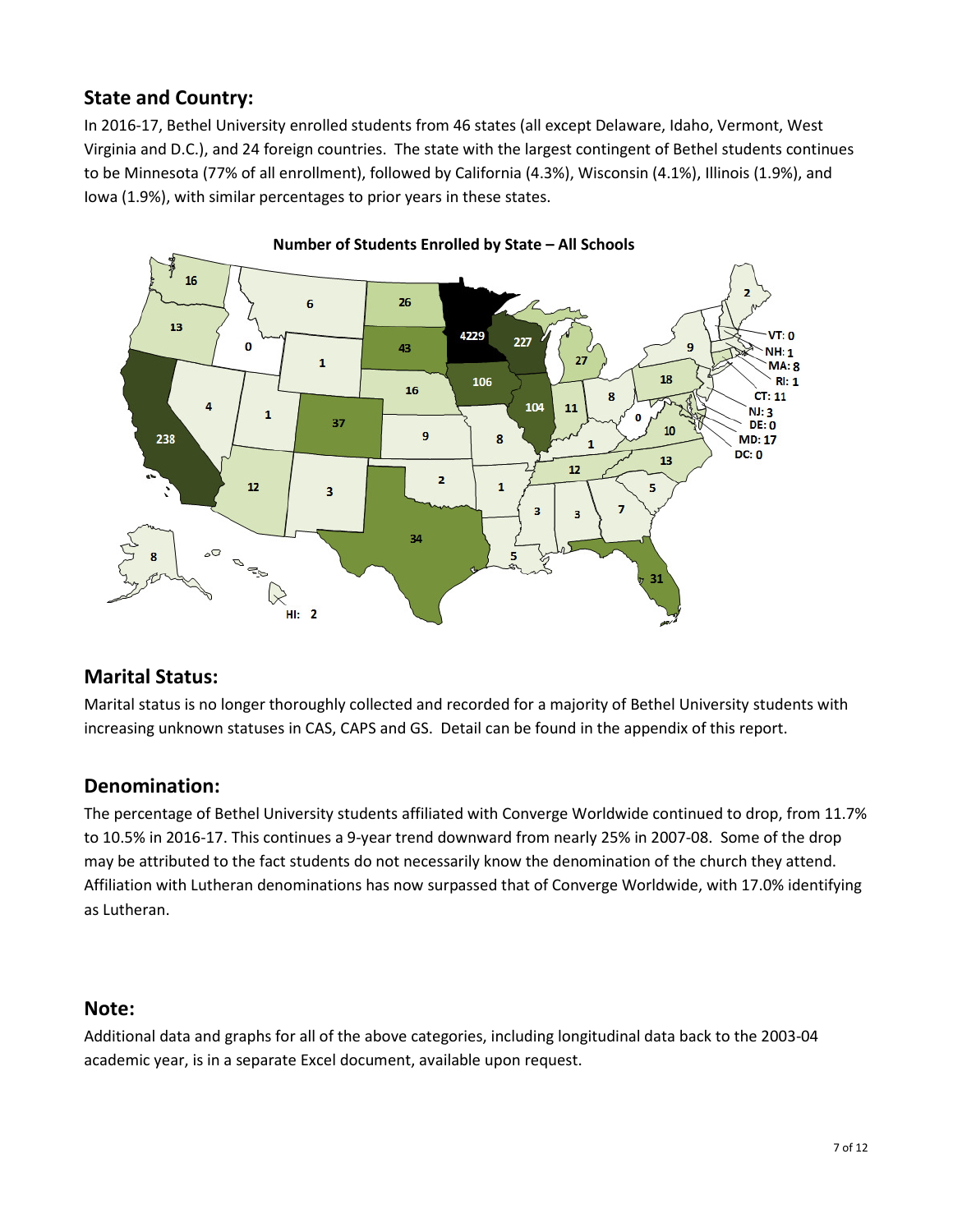## State and Country:

In 2016-17, Bethel University enrolled students from 46 states (all except Delaware, Idaho, Vermont, West Virginia and D.C.), and 24 foreign countries. The state with the largest contingent of Bethel students continues to be Minnesota (77% of all enrollment), followed by California (4.3%), Wisconsin (4.1%), Illinois (1.9%), and Iowa (1.9%), with similar percentages to prior years in these states.

**Number of Students Enrolled by State – All Schools**

16
13
0
6
26
4229
227
2
VT: 0
NH: 1
MA: 8
RI: 1
CT: 11
NJ: 3
DE: 0
MD: 17
DC: 0
43
1
9
27
18
4
1
37
16
106
104
11
8
0
238
9
8
1
10
13
12
12
3
2
1
3
3
7
5
34
5
31
8
HI: 2

## Marital Status:

Marital status is no longer thoroughly collected and recorded for a majority of Bethel University students with increasing unknown statuses in CAS, CAPS and GS. Detail can be found in the appendix of this report.

## Denomination:

The percentage of Bethel University students affiliated with Converge Worldwide continued to drop, from 11.7% to 10.5% in 2016-17. This continues a 9-year trend downward from nearly 25% in 2007-08. Some of the drop may be attributed to the fact students do not necessarily know the denomination of the church they attend. Affiliation with Lutheran denominations has now surpassed that of Converge Worldwide, with 17.0% identifying as Lutheran.

## Note:

Additional data and graphs for all of the above categories, including longitudinal data back to the 2003-04 academic year, is in a separate Excel document, available upon request.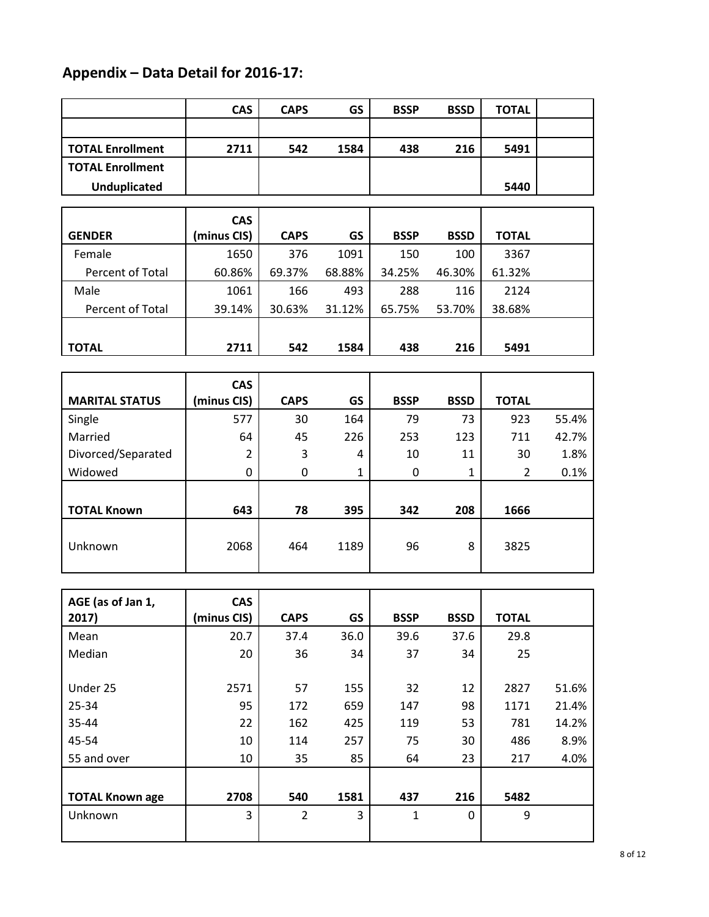## Appendix – Data Detail for 2016-17:

| | CAS | CAPS | GS | BSSP | BSSD | TOTAL | |
|---|---|---|---|---|---|---|---|
| | | | | | | | |
| **TOTAL Enrollment** | **2711** | **542** | **1584** | **438** | **216** | **5491** | |
| **TOTAL Enrollment Unduplicated** | | | | | | **5440** | |

| GENDER | CAS (minus CIS) | CAPS | GS | BSSP | BSSD | TOTAL | |
|---|---|---|---|---|---|---|---|
| Female | 1650 | 376 | 1091 | 150 | 100 | 3367 | |
| Percent of Total | 60.86% | 69.37% | 68.88% | 34.25% | 46.30% | 61.32% | |
| Male | 1061 | 166 | 493 | 288 | 116 | 2124 | |
| Percent of Total | 39.14% | 30.63% | 31.12% | 65.75% | 53.70% | 38.68% | |
| **TOTAL** | **2711** | **542** | **1584** | **438** | **216** | **5491** | |

| MARITAL STATUS | CAS (minus CIS) | CAPS | GS | BSSP | BSSD | TOTAL | |
|---|---|---|---|---|---|---|---|
| Single | 577 | 30 | 164 | 79 | 73 | 923 | 55.4% |
| Married | 64 | 45 | 226 | 253 | 123 | 711 | 42.7% |
| Divorced/Separated | 2 | 3 | 4 | 10 | 11 | 30 | 1.8% |
| Widowed | 0 | 0 | 1 | 0 | 1 | 2 | 0.1% |
| **TOTAL Known** | **643** | **78** | **395** | **342** | **208** | **1666** | |
| Unknown | 2068 | 464 | 1189 | 96 | 8 | 3825 | |

| AGE (as of Jan 1, 2017) | CAS (minus CIS) | CAPS | GS | BSSP | BSSD | TOTAL | |
|---|---|---|---|---|---|---|---|
| Mean | 20.7 | 37.4 | 36.0 | 39.6 | 37.6 | 29.8 | |
| Median | 20 | 36 | 34 | 37 | 34 | 25 | |
| Under 25 | 2571 | 57 | 155 | 32 | 12 | 2827 | 51.6% |
| 25-34 | 95 | 172 | 659 | 147 | 98 | 1171 | 21.4% |
| 35-44 | 22 | 162 | 425 | 119 | 53 | 781 | 14.2% |
| 45-54 | 10 | 114 | 257 | 75 | 30 | 486 | 8.9% |
| 55 and over | 10 | 35 | 85 | 64 | 23 | 217 | 4.0% |
| **TOTAL Known age** | **2708** | **540** | **1581** | **437** | **216** | **5482** | |
| Unknown | 3 | 2 | 3 | 1 | 0 | 9 | |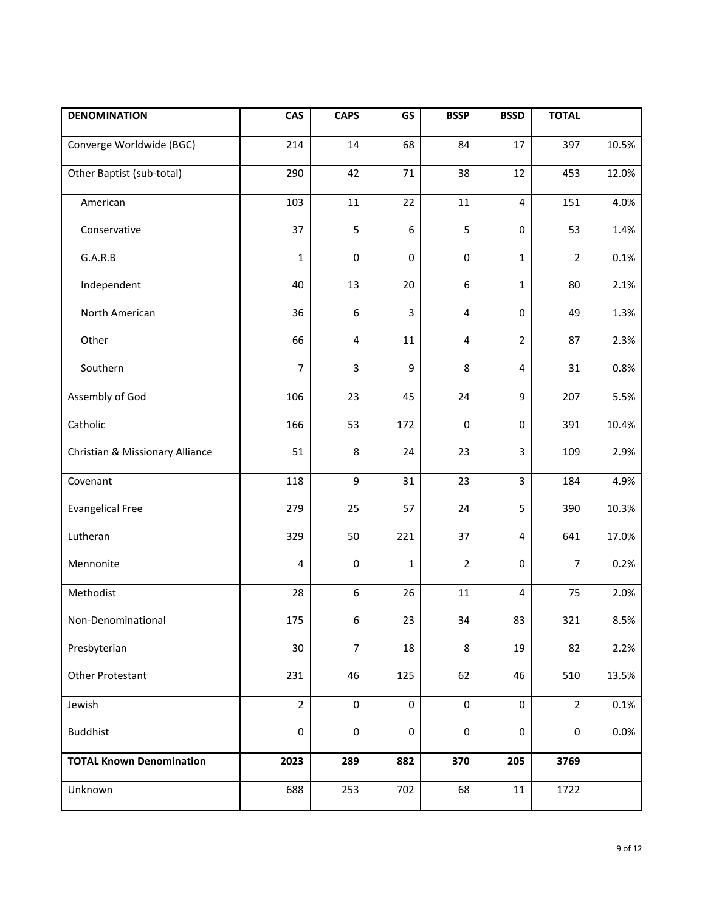| DENOMINATION | CAS | CAPS | GS | BSSP | BSSD | TOTAL | |
|---|---|---|---|---|---|---|---|
| Converge Worldwide (BGC) | 214 | 14 | 68 | 84 | 17 | 397 | 10.5% |
| Other Baptist (sub-total) | 290 | 42 | 71 | 38 | 12 | 453 | 12.0% |
| American | 103 | 11 | 22 | 11 | 4 | 151 | 4.0% |
| Conservative | 37 | 5 | 6 | 5 | 0 | 53 | 1.4% |
| G.A.R.B | 1 | 0 | 0 | 0 | 1 | 2 | 0.1% |
| Independent | 40 | 13 | 20 | 6 | 1 | 80 | 2.1% |
| North American | 36 | 6 | 3 | 4 | 0 | 49 | 1.3% |
| Other | 66 | 4 | 11 | 4 | 2 | 87 | 2.3% |
| Southern | 7 | 3 | 9 | 8 | 4 | 31 | 0.8% |
| Assembly of God | 106 | 23 | 45 | 24 | 9 | 207 | 5.5% |
| Catholic | 166 | 53 | 172 | 0 | 0 | 391 | 10.4% |
| Christian & Missionary Alliance | 51 | 8 | 24 | 23 | 3 | 109 | 2.9% |
| Covenant | 118 | 9 | 31 | 23 | 3 | 184 | 4.9% |
| Evangelical Free | 279 | 25 | 57 | 24 | 5 | 390 | 10.3% |
| Lutheran | 329 | 50 | 221 | 37 | 4 | 641 | 17.0% |
| Mennonite | 4 | 0 | 1 | 2 | 0 | 7 | 0.2% |
| Methodist | 28 | 6 | 26 | 11 | 4 | 75 | 2.0% |
| Non-Denominational | 175 | 6 | 23 | 34 | 83 | 321 | 8.5% |
| Presbyterian | 30 | 7 | 18 | 8 | 19 | 82 | 2.2% |
| Other Protestant | 231 | 46 | 125 | 62 | 46 | 510 | 13.5% |
| Jewish | 2 | 0 | 0 | 0 | 0 | 2 | 0.1% |
| Buddhist | 0 | 0 | 0 | 0 | 0 | 0 | 0.0% |
| **TOTAL Known Denomination** | **2023** | **289** | **882** | **370** | **205** | **3769** | |
| Unknown | 688 | 253 | 702 | 68 | 11 | 1722 | |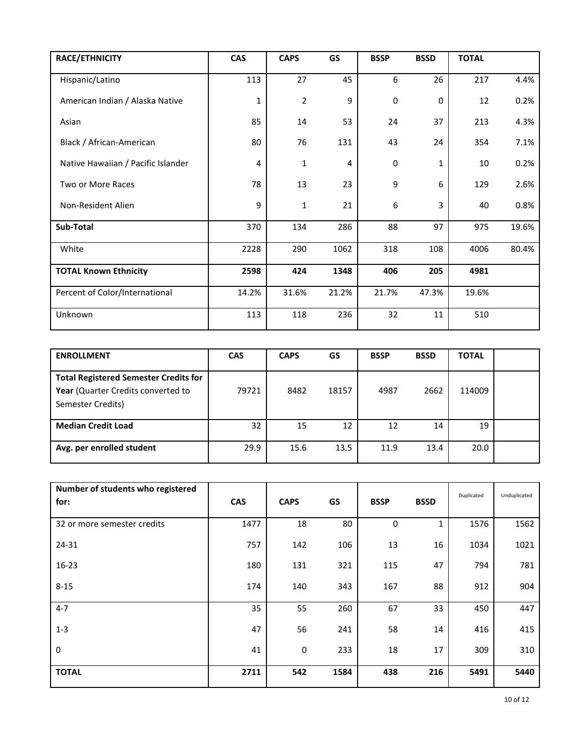| RACE/ETHNICITY | CAS | CAPS | GS | BSSP | BSSD | TOTAL | |
|---|---|---|---|---|---|---|---|
| Hispanic/Latino | 113 | 27 | 45 | 6 | 26 | 217 | 4.4% |
| American Indian / Alaska Native | 1 | 2 | 9 | 0 | 0 | 12 | 0.2% |
| Asian | 85 | 14 | 53 | 24 | 37 | 213 | 4.3% |
| Black / African-American | 80 | 76 | 131 | 43 | 24 | 354 | 7.1% |
| Native Hawaiian / Pacific Islander | 4 | 1 | 4 | 0 | 1 | 10 | 0.2% |
| Two or More Races | 78 | 13 | 23 | 9 | 6 | 129 | 2.6% |
| Non-Resident Alien | 9 | 1 | 21 | 6 | 3 | 40 | 0.8% |
| **Sub-Total** | 370 | 134 | 286 | 88 | 97 | 975 | 19.6% |
| White | 2228 | 290 | 1062 | 318 | 108 | 4006 | 80.4% |
| **TOTAL Known Ethnicity** | **2598** | **424** | **1348** | **406** | **205** | **4981** | |
| Percent of Color/International | 14.2% | 31.6% | 21.2% | 21.7% | 47.3% | 19.6% | |
| Unknown | 113 | 118 | 236 | 32 | 11 | 510 | |

| ENROLLMENT | CAS | CAPS | GS | BSSP | BSSD | TOTAL | |
|---|---|---|---|---|---|---|---|
| **Total Registered Semester Credits for Year** (Quarter Credits converted to Semester Credits) | 79721 | 8482 | 18157 | 4987 | 2662 | 114009 | |
| **Median Credit Load** | 32 | 15 | 12 | 12 | 14 | 19 | |
| **Avg. per enrolled student** | 29.9 | 15.6 | 13.5 | 11.9 | 13.4 | 20.0 | |

| Number of students who registered for: | CAS | CAPS | GS | BSSP | BSSD | Duplicated | Unduplicated |
|---|---|---|---|---|---|---|---|
| 32 or more semester credits | 1477 | 18 | 80 | 0 | 1 | 1576 | 1562 |
| 24-31 | 757 | 142 | 106 | 13 | 16 | 1034 | 1021 |
| 16-23 | 180 | 131 | 321 | 115 | 47 | 794 | 781 |
| 8-15 | 174 | 140 | 343 | 167 | 88 | 912 | 904 |
| 4-7 | 35 | 55 | 260 | 67 | 33 | 450 | 447 |
| 1-3 | 47 | 56 | 241 | 58 | 14 | 416 | 415 |
| 0 | 41 | 0 | 233 | 18 | 17 | 309 | 310 |
| **TOTAL** | **2711** | **542** | **1584** | **438** | **216** | **5491** | **5440** |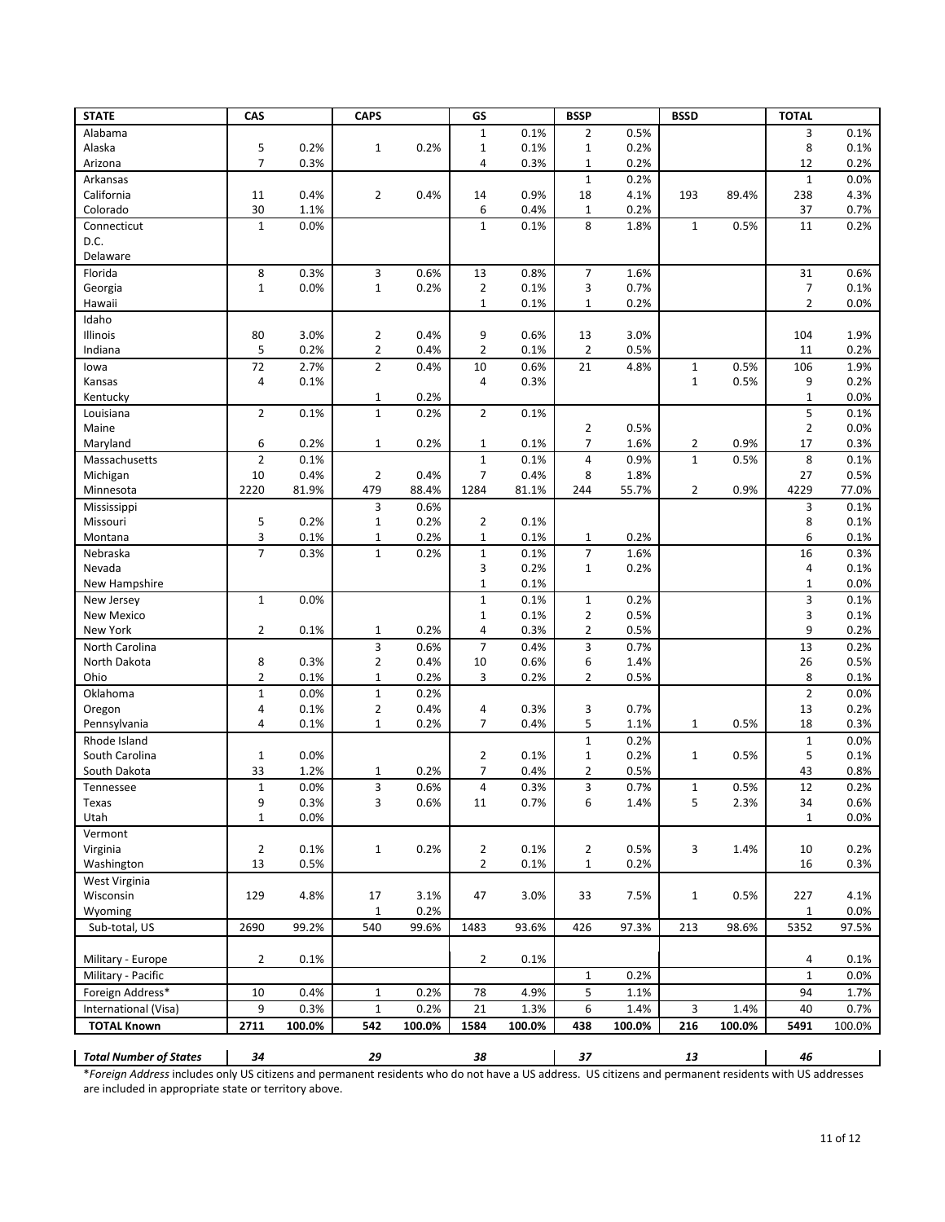| STATE | CAS | | CAPS | | GS | | BSSP | | BSSD | | TOTAL | |
|---|---|---|---|---|---|---|---|---|---|---|---|---|
| Alabama | | | | | 1 | 0.1% | 2 | 0.5% | | | 3 | 0.1% |
| Alaska | 5 | 0.2% | 1 | 0.2% | 1 | 0.1% | 1 | 0.2% | | | 8 | 0.1% |
| Arizona | 7 | 0.3% | | | 4 | 0.3% | 1 | 0.2% | | | 12 | 0.2% |
| Arkansas | | | | | | | 1 | 0.2% | | | 1 | 0.0% |
| California | 11 | 0.4% | 2 | 0.4% | 14 | 0.9% | 18 | 4.1% | 193 | 89.4% | 238 | 4.3% |
| Colorado | 30 | 1.1% | | | 6 | 0.4% | 1 | 0.2% | | | 37 | 0.7% |
| Connecticut | 1 | 0.0% | | | 1 | 0.1% | 8 | 1.8% | 1 | 0.5% | 11 | 0.2% |
| D.C. | | | | | | | | | | | | |
| Delaware | | | | | | | | | | | | |
| Florida | 8 | 0.3% | 3 | 0.6% | 13 | 0.8% | 7 | 1.6% | | | 31 | 0.6% |
| Georgia | 1 | 0.0% | 1 | 0.2% | 2 | 0.1% | 3 | 0.7% | | | 7 | 0.1% |
| Hawaii | | | | | 1 | 0.1% | 1 | 0.2% | | | 2 | 0.0% |
| Idaho | | | | | | | | | | | | |
| Illinois | 80 | 3.0% | 2 | 0.4% | 9 | 0.6% | 13 | 3.0% | | | 104 | 1.9% |
| Indiana | 5 | 0.2% | 2 | 0.4% | 2 | 0.1% | 2 | 0.5% | | | 11 | 0.2% |
| Iowa | 72 | 2.7% | 2 | 0.4% | 10 | 0.6% | 21 | 4.8% | 1 | 0.5% | 106 | 1.9% |
| Kansas | 4 | 0.1% | | | 4 | 0.3% | | | 1 | 0.5% | 9 | 0.2% |
| Kentucky | | | 1 | 0.2% | | | | | | | 1 | 0.0% |
| Louisiana | 2 | 0.1% | 1 | 0.2% | 2 | 0.1% | | | | | 5 | 0.1% |
| Maine | | | | | | | 2 | 0.5% | | | 2 | 0.0% |
| Maryland | 6 | 0.2% | 1 | 0.2% | 1 | 0.1% | 7 | 1.6% | 2 | 0.9% | 17 | 0.3% |
| Massachusetts | 2 | 0.1% | | | 1 | 0.1% | 4 | 0.9% | 1 | 0.5% | 8 | 0.1% |
| Michigan | 10 | 0.4% | 2 | 0.4% | 7 | 0.4% | 8 | 1.8% | | | 27 | 0.5% |
| Minnesota | 2220 | 81.9% | 479 | 88.4% | 1284 | 81.1% | 244 | 55.7% | 2 | 0.9% | 4229 | 77.0% |
| Mississippi | | | 3 | 0.6% | | | | | | | 3 | 0.1% |
| Missouri | 5 | 0.2% | 1 | 0.2% | 2 | 0.1% | | | | | 8 | 0.1% |
| Montana | 3 | 0.1% | 1 | 0.2% | 1 | 0.1% | 1 | 0.2% | | | 6 | 0.1% |
| Nebraska | 7 | 0.3% | 1 | 0.2% | 1 | 0.1% | 7 | 1.6% | | | 16 | 0.3% |
| Nevada | | | | | 3 | 0.2% | 1 | 0.2% | | | 4 | 0.1% |
| New Hampshire | | | | | 1 | 0.1% | | | | | 1 | 0.0% |
| New Jersey | 1 | 0.0% | | | 1 | 0.1% | 1 | 0.2% | | | 3 | 0.1% |
| New Mexico | | | | | 1 | 0.1% | 2 | 0.5% | | | 3 | 0.1% |
| New York | 2 | 0.1% | 1 | 0.2% | 4 | 0.3% | 2 | 0.5% | | | 9 | 0.2% |
| North Carolina | | | 3 | 0.6% | 7 | 0.4% | 3 | 0.7% | | | 13 | 0.2% |
| North Dakota | 8 | 0.3% | 2 | 0.4% | 10 | 0.6% | 6 | 1.4% | | | 26 | 0.5% |
| Ohio | 2 | 0.1% | 1 | 0.2% | 3 | 0.2% | 2 | 0.5% | | | 8 | 0.1% |
| Oklahoma | 1 | 0.0% | 1 | 0.2% | | | | | | | 2 | 0.0% |
| Oregon | 4 | 0.1% | 2 | 0.4% | 4 | 0.3% | 3 | 0.7% | | | 13 | 0.2% |
| Pennsylvania | 4 | 0.1% | 1 | 0.2% | 7 | 0.4% | 5 | 1.1% | 1 | 0.5% | 18 | 0.3% |
| Rhode Island | | | | | | | 1 | 0.2% | | | 1 | 0.0% |
| South Carolina | 1 | 0.0% | | | 2 | 0.1% | 1 | 0.2% | 1 | 0.5% | 5 | 0.1% |
| South Dakota | 33 | 1.2% | 1 | 0.2% | 7 | 0.4% | 2 | 0.5% | | | 43 | 0.8% |
| Tennessee | 1 | 0.0% | 3 | 0.6% | 4 | 0.3% | 3 | 0.7% | 1 | 0.5% | 12 | 0.2% |
| Texas | 9 | 0.3% | 3 | 0.6% | 11 | 0.7% | 6 | 1.4% | 5 | 2.3% | 34 | 0.6% |
| Utah | 1 | 0.0% | | | | | | | | | 1 | 0.0% |
| Vermont | | | | | | | | | | | | |
| Virginia | 2 | 0.1% | 1 | 0.2% | 2 | 0.1% | 2 | 0.5% | 3 | 1.4% | 10 | 0.2% |
| Washington | 13 | 0.5% | | | 2 | 0.1% | 1 | 0.2% | | | 16 | 0.3% |
| West Virginia | | | | | | | | | | | | |
| Wisconsin | 129 | 4.8% | 17 | 3.1% | 47 | 3.0% | 33 | 7.5% | 1 | 0.5% | 227 | 4.1% |
| Wyoming | | | 1 | 0.2% | | | | | | | 1 | 0.0% |
| Sub-total, US | 2690 | 99.2% | 540 | 99.6% | 1483 | 93.6% | 426 | 97.3% | 213 | 98.6% | 5352 | 97.5% |
| Military - Europe | 2 | 0.1% | | | 2 | 0.1% | | | | | 4 | 0.1% |
| Military - Pacific | | | | | | | 1 | 0.2% | | | 1 | 0.0% |
| Foreign Address* | 10 | 0.4% | 1 | 0.2% | 78 | 4.9% | 5 | 1.1% | | | 94 | 1.7% |
| International (Visa) | 9 | 0.3% | 1 | 0.2% | 21 | 1.3% | 6 | 1.4% | 3 | 1.4% | 40 | 0.7% |
| **TOTAL Known** | **2711** | **100.0%** | **542** | **100.0%** | **1584** | **100.0%** | **438** | **100.0%** | **216** | **100.0%** | **5491** | **100.0%** |
| ***Total Number of States*** | ***34*** | | ***29*** | | ***38*** | | ***37*** | | ***13*** | | ***46*** | |

\**Foreign Address* includes only US citizens and permanent residents who do not have a US address. US citizens and permanent residents with US addresses are included in appropriate state or territory above.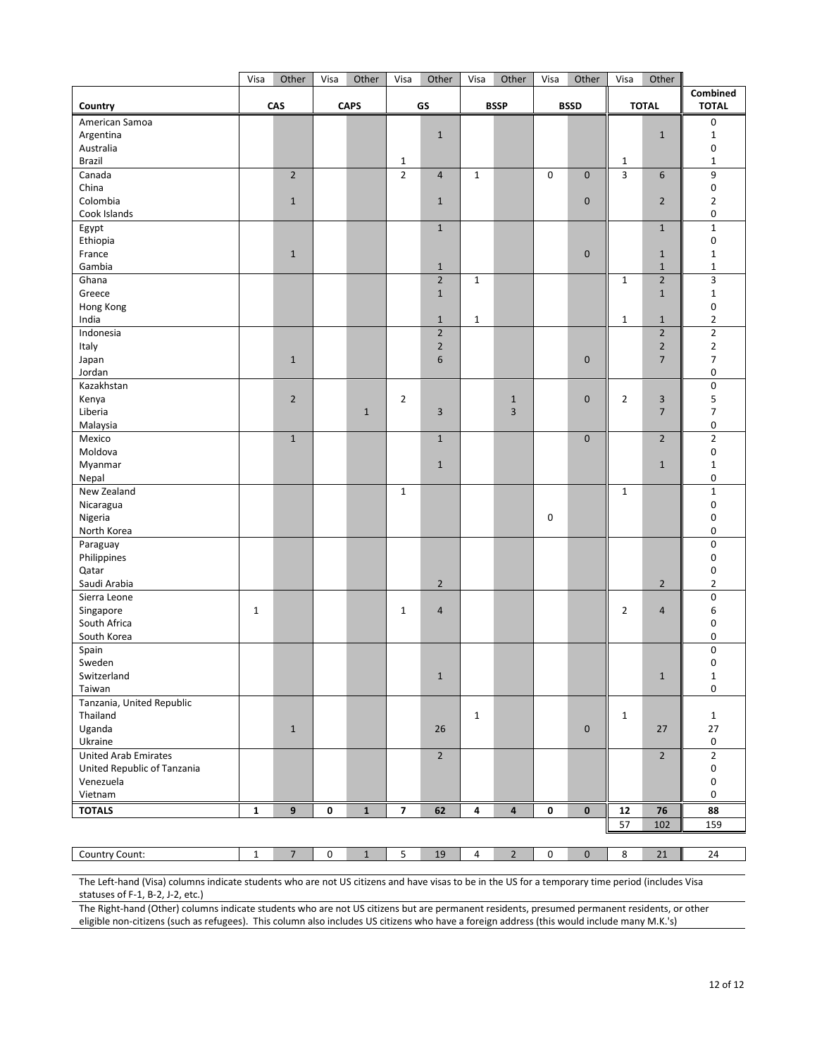| Country | CAS | | CAPS | | GS | | BSSP | | BSSD | | TOTAL | | Combined TOTAL |
|---|---|---|---|---|---|---|---|---|---|---|---|---|---|
| | Visa | Other | Visa | Other | Visa | Other | Visa | Other | Visa | Other | Visa | Other | |
| American Samoa | | | | | | | | | | | | | 0 |
| Argentina | | | | | | 1 | | | | | | 1 | 1 |
| Australia | | | | | | | | | | | | | 0 |
| Brazil | | | | | 1 | | | | | | 1 | | 1 |
| Canada | | 2 | | | 2 | 4 | 1 | | 0 | 0 | 3 | 6 | 9 |
| China | | | | | | | | | | | | | 0 |
| Colombia | | 1 | | | | 1 | | | | 0 | | 2 | 2 |
| Cook Islands | | | | | | | | | | | | | 0 |
| Egypt | | | | | | 1 | | | | | | 1 | 1 |
| Ethiopia | | | | | | | | | | | | | 0 |
| France | | 1 | | | | | | | | 0 | | 1 | 1 |
| Gambia | | | | | | 1 | | | | | | 1 | 1 |
| Ghana | | | | | | 2 | 1 | | | | 1 | 2 | 3 |
| Greece | | | | | | 1 | | | | | | 1 | 1 |
| Hong Kong | | | | | | | | | | | | | 0 |
| India | | | | | | 1 | 1 | | | | 1 | 1 | 2 |
| Indonesia | | | | | | 2 | | | | | | 2 | 2 |
| Italy | | | | | | 2 | | | | | | 2 | 2 |
| Japan | | 1 | | | | 6 | | | | 0 | | 7 | 7 |
| Jordan | | | | | | | | | | | | | 0 |
| Kazakhstan | | | | | | | | | | | | | 0 |
| Kenya | | 2 | | | 2 | | | 1 | | 0 | 2 | 3 | 5 |
| Liberia | | | | 1 | | 3 | | 3 | | | | 7 | 7 |
| Malaysia | | | | | | | | | | | | | 0 |
| Mexico | | 1 | | | | 1 | | | | 0 | | 2 | 2 |
| Moldova | | | | | | | | | | | | | 0 |
| Myanmar | | | | | | 1 | | | | | | 1 | 1 |
| Nepal | | | | | | | | | | | | | 0 |
| New Zealand | | | | | 1 | | | | | | 1 | | 1 |
| Nicaragua | | | | | | | | | | | | | 0 |
| Nigeria | | | | | | | | | 0 | | | | 0 |
| North Korea | | | | | | | | | | | | | 0 |
| Paraguay | | | | | | | | | | | | | 0 |
| Philippines | | | | | | | | | | | | | 0 |
| Qatar | | | | | | | | | | | | | 0 |
| Saudi Arabia | | | | | | 2 | | | | | | 2 | 2 |
| Sierra Leone | | | | | | | | | | | | | 0 |
| Singapore | 1 | | | | 1 | 4 | | | | | 2 | 4 | 6 |
| South Africa | | | | | | | | | | | | | 0 |
| South Korea | | | | | | | | | | | | | 0 |
| Spain | | | | | | | | | | | | | 0 |
| Sweden | | | | | | | | | | | | | 0 |
| Switzerland | | | | | | 1 | | | | | | 1 | 1 |
| Taiwan | | | | | | | | | | | | | 0 |
| Tanzania, United Republic | | | | | | | | | | | | | |
| Thailand | | | | | | | 1 | | | | 1 | | 1 |
| Uganda | | 1 | | | | 26 | | | | 0 | | 27 | 27 |
| Ukraine | | | | | | | | | | | | | 0 |
| United Arab Emirates | | | | | | 2 | | | | | | 2 | 2 |
| United Republic of Tanzania | | | | | | | | | | | | | 0 |
| Venezuela | | | | | | | | | | | | | 0 |
| Vietnam | | | | | | | | | | | | | 0 |
| **TOTALS** | **1** | **9** | **0** | **1** | **7** | **62** | **4** | **4** | **0** | **0** | **12** | **76** | **88** |
| | | | | | | | | | | | 57 | 102 | 159 |
| Country Count: | 1 | 7 | 0 | 1 | 5 | 19 | 4 | 2 | 0 | 0 | 8 | 21 | 24 |

The Left-hand (Visa) columns indicate students who are not US citizens and have visas to be in the US for a temporary time period (includes Visa statuses of F-1, B-2, J-2, etc.)

The Right-hand (Other) columns indicate students who are not US citizens but are permanent residents, presumed permanent residents, or other eligible non-citizens (such as refugees). This column also includes US citizens who have a foreign address (this would include many M.K.'s)